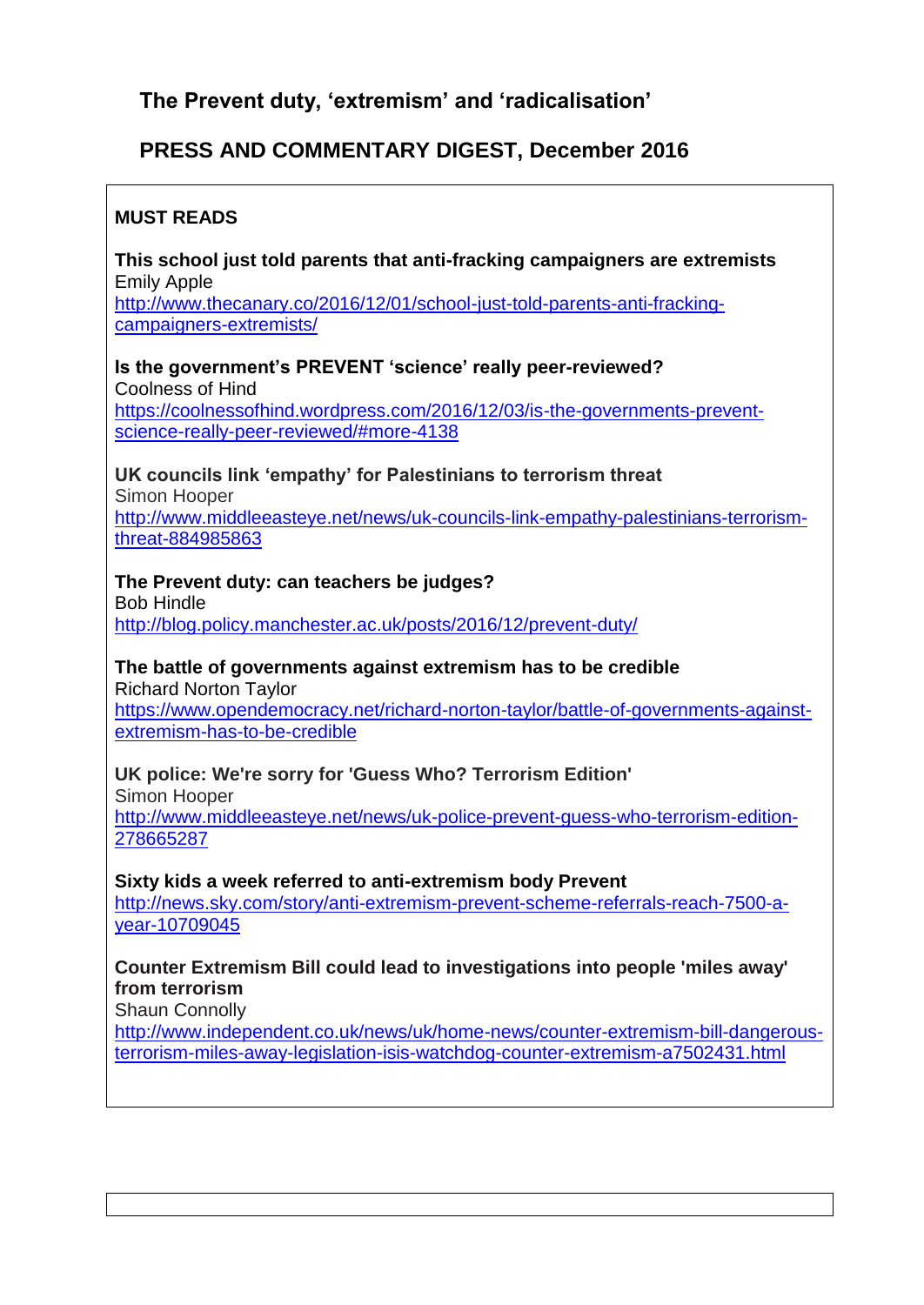# The Prevent duty, 'extremism' and 'radicalisation'

## PRESS AND COMMENTARY DIGEST, December 2016

### MUST READS

**This school just told parents that anti-fracking campaigners are extremists**
Emily Apple
http://www.thecanary.co/2016/12/01/school-just-told-parents-anti-fracking-campaigners-extremists/

**Is the government's PREVENT 'science' really peer-reviewed?**
Coolness of Hind
https://coolnessofhind.wordpress.com/2016/12/03/is-the-governments-prevent-science-really-peer-reviewed/#more-4138

**UK councils link 'empathy' for Palestinians to terrorism threat**
Simon Hooper
http://www.middleeasteye.net/news/uk-councils-link-empathy-palestinians-terrorism-threat-884985863

**The Prevent duty: can teachers be judges?**
Bob Hindle
http://blog.policy.manchester.ac.uk/posts/2016/12/prevent-duty/

**The battle of governments against extremism has to be credible**
Richard Norton Taylor
https://www.opendemocracy.net/richard-norton-taylor/battle-of-governments-against-extremism-has-to-be-credible

**UK police: We're sorry for 'Guess Who? Terrorism Edition'**
Simon Hooper
http://www.middleeasteye.net/news/uk-police-prevent-guess-who-terrorism-edition-278665287

**Sixty kids a week referred to anti-extremism body Prevent**
http://news.sky.com/story/anti-extremism-prevent-scheme-referrals-reach-7500-a-year-10709045

**Counter Extremism Bill could lead to investigations into people 'miles away' from terrorism**
Shaun Connolly
http://www.independent.co.uk/news/uk/home-news/counter-extremism-bill-dangerous-terrorism-miles-away-legislation-isis-watchdog-counter-extremism-a7502431.html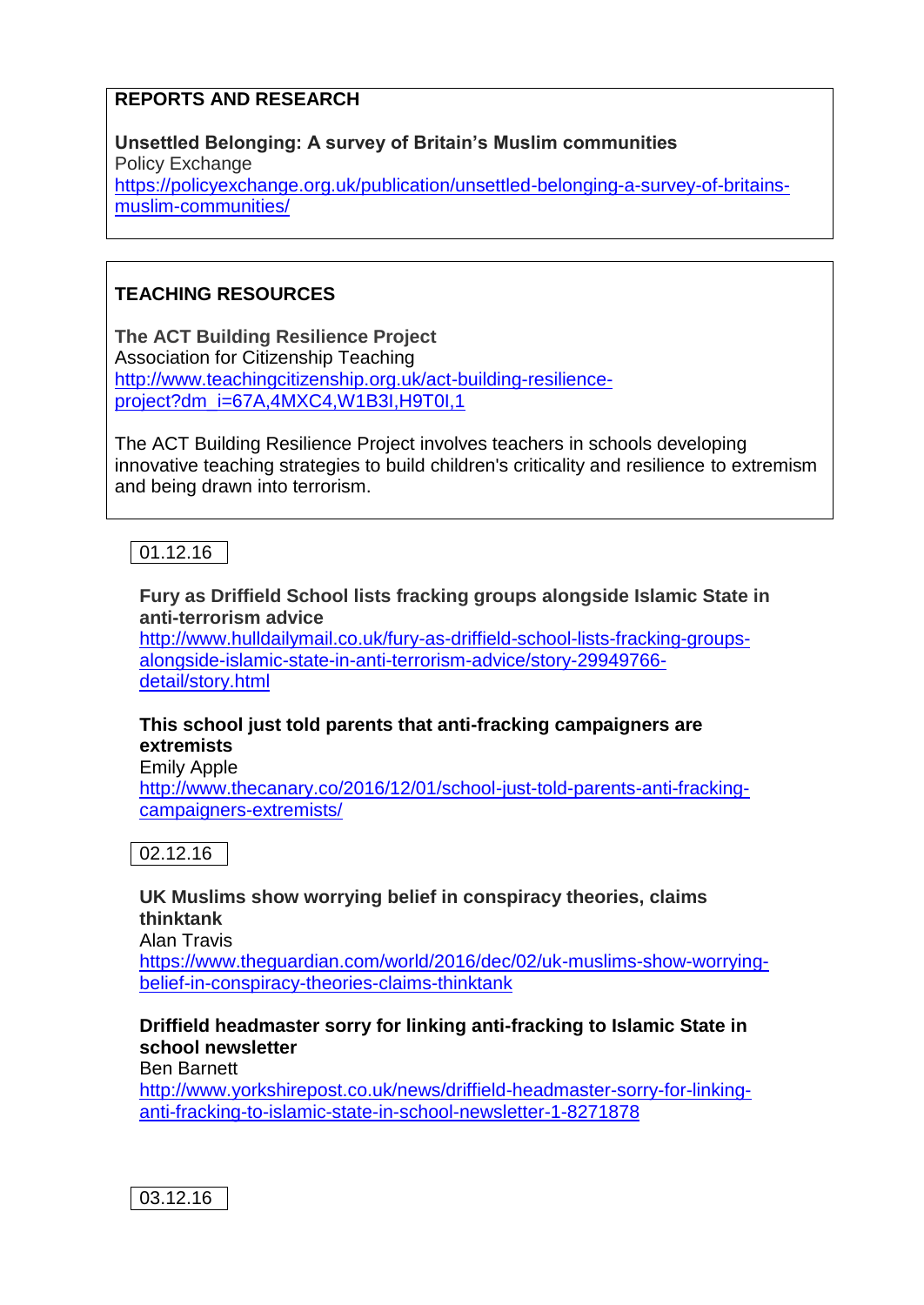## REPORTS AND RESEARCH

**Unsettled Belonging: A survey of Britain's Muslim communities**
Policy Exchange
https://policyexchange.org.uk/publication/unsettled-belonging-a-survey-of-britains-muslim-communities/

## TEACHING RESOURCES

**The ACT Building Resilience Project**
Association for Citizenship Teaching
http://www.teachingcitizenship.org.uk/act-building-resilience-project?dm_i=67A,4MXC4,W1B3I,H9T0I,1

The ACT Building Resilience Project involves teachers in schools developing innovative teaching strategies to build children's criticality and resilience to extremism and being drawn into terrorism.

### 01.12.16

**Fury as Driffield School lists fracking groups alongside Islamic State in anti-terrorism advice**
http://www.hulldailymail.co.uk/fury-as-driffield-school-lists-fracking-groups-alongside-islamic-state-in-anti-terrorism-advice/story-29949766-detail/story.html

**This school just told parents that anti-fracking campaigners are extremists**
Emily Apple
http://www.thecanary.co/2016/12/01/school-just-told-parents-anti-fracking-campaigners-extremists/

### 02.12.16

**UK Muslims show worrying belief in conspiracy theories, claims thinktank**
Alan Travis
https://www.theguardian.com/world/2016/dec/02/uk-muslims-show-worrying-belief-in-conspiracy-theories-claims-thinktank

**Driffield headmaster sorry for linking anti-fracking to Islamic State in school newsletter**
Ben Barnett
http://www.yorkshirepost.co.uk/news/driffield-headmaster-sorry-for-linking-anti-fracking-to-islamic-state-in-school-newsletter-1-8271878

### 03.12.16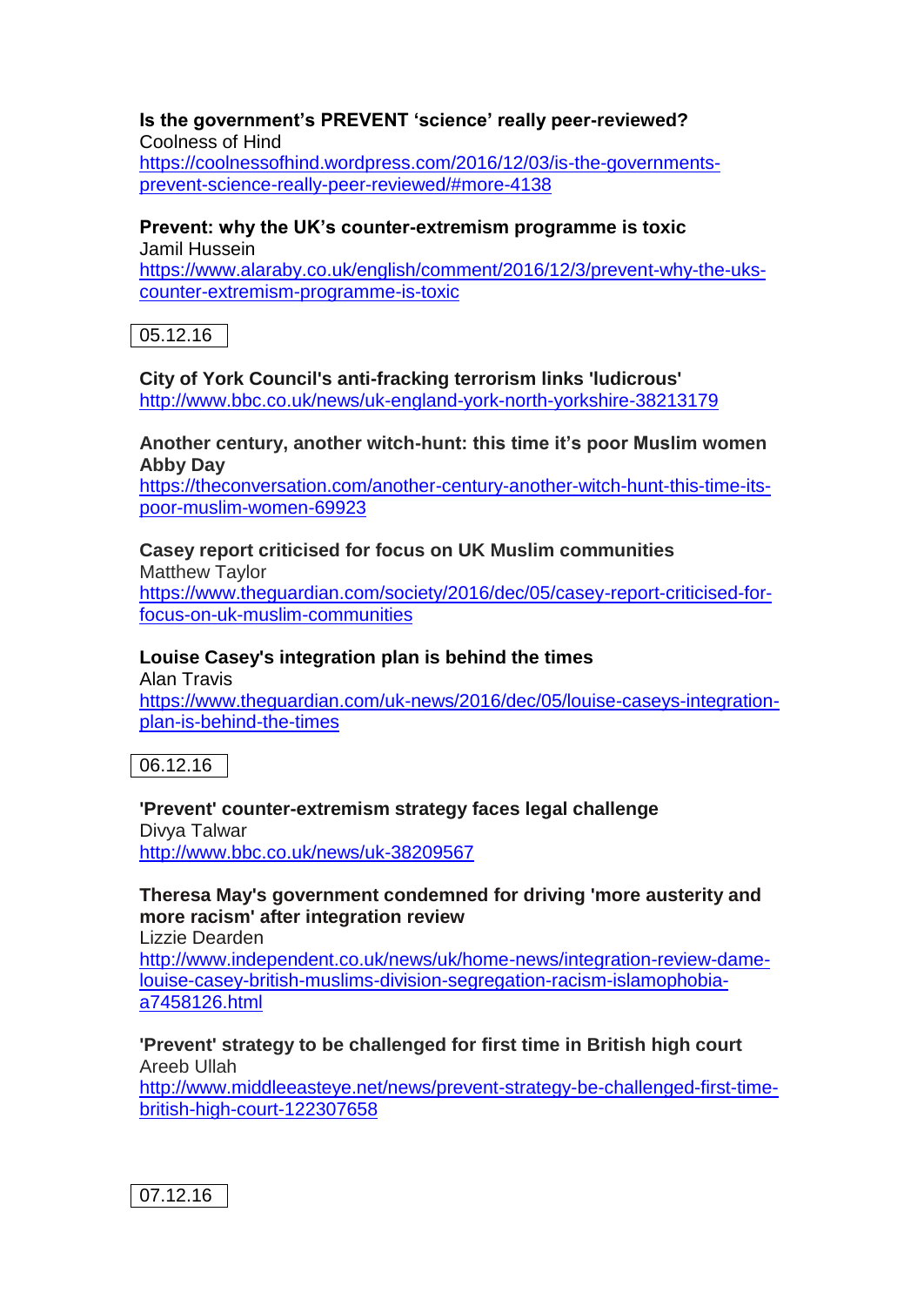**Is the government's PREVENT 'science' really peer-reviewed?**
Coolness of Hind
https://coolnessofhind.wordpress.com/2016/12/03/is-the-governments-prevent-science-really-peer-reviewed/#more-4138

**Prevent: why the UK's counter-extremism programme is toxic**
Jamil Hussein
https://www.alaraby.co.uk/english/comment/2016/12/3/prevent-why-the-uks-counter-extremism-programme-is-toxic

05.12.16

**City of York Council's anti-fracking terrorism links 'ludicrous'**
http://www.bbc.co.uk/news/uk-england-york-north-yorkshire-38213179

**Another century, another witch-hunt: this time it's poor Muslim women**
**Abby Day**
https://theconversation.com/another-century-another-witch-hunt-this-time-its-poor-muslim-women-69923

**Casey report criticised for focus on UK Muslim communities**
Matthew Taylor
https://www.theguardian.com/society/2016/dec/05/casey-report-criticised-for-focus-on-uk-muslim-communities

**Louise Casey's integration plan is behind the times**
Alan Travis
https://www.theguardian.com/uk-news/2016/dec/05/louise-caseys-integration-plan-is-behind-the-times

06.12.16

**'Prevent' counter-extremism strategy faces legal challenge**
Divya Talwar
http://www.bbc.co.uk/news/uk-38209567

**Theresa May's government condemned for driving 'more austerity and more racism' after integration review**
Lizzie Dearden
http://www.independent.co.uk/news/uk/home-news/integration-review-dame-louise-casey-british-muslims-division-segregation-racism-islamophobia-a7458126.html

**'Prevent' strategy to be challenged for first time in British high court**
Areeb Ullah
http://www.middleeasteye.net/news/prevent-strategy-be-challenged-first-time-british-high-court-122307658

07.12.16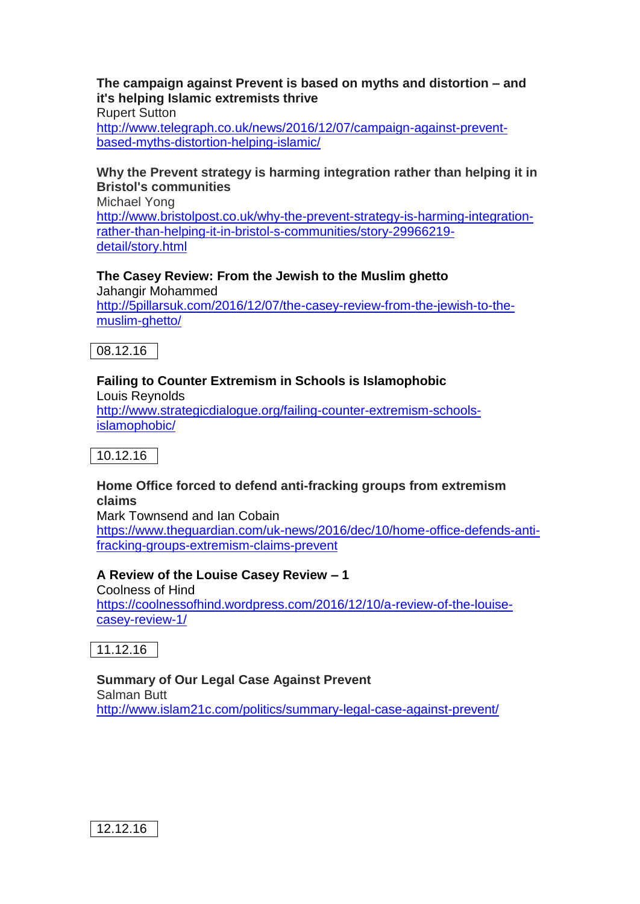**The campaign against Prevent is based on myths and distortion – and it's helping Islamic extremists thrive**
Rupert Sutton
http://www.telegraph.co.uk/news/2016/12/07/campaign-against-prevent-based-myths-distortion-helping-islamic/

**Why the Prevent strategy is harming integration rather than helping it in Bristol's communities**
Michael Yong
http://www.bristolpost.co.uk/why-the-prevent-strategy-is-harming-integration-rather-than-helping-it-in-bristol-s-communities/story-29966219-detail/story.html

**The Casey Review: From the Jewish to the Muslim ghetto**
Jahangir Mohammed
http://5pillarsuk.com/2016/12/07/the-casey-review-from-the-jewish-to-the-muslim-ghetto/

08.12.16

**Failing to Counter Extremism in Schools is Islamophobic**
Louis Reynolds
http://www.strategicdialogue.org/failing-counter-extremism-schools-islamophobic/

10.12.16

**Home Office forced to defend anti-fracking groups from extremism claims**
Mark Townsend and Ian Cobain
https://www.theguardian.com/uk-news/2016/dec/10/home-office-defends-anti-fracking-groups-extremism-claims-prevent

**A Review of the Louise Casey Review – 1**
Coolness of Hind
https://coolnessofhind.wordpress.com/2016/12/10/a-review-of-the-louise-casey-review-1/

11.12.16

**Summary of Our Legal Case Against Prevent**
Salman Butt
http://www.islam21c.com/politics/summary-legal-case-against-prevent/

12.12.16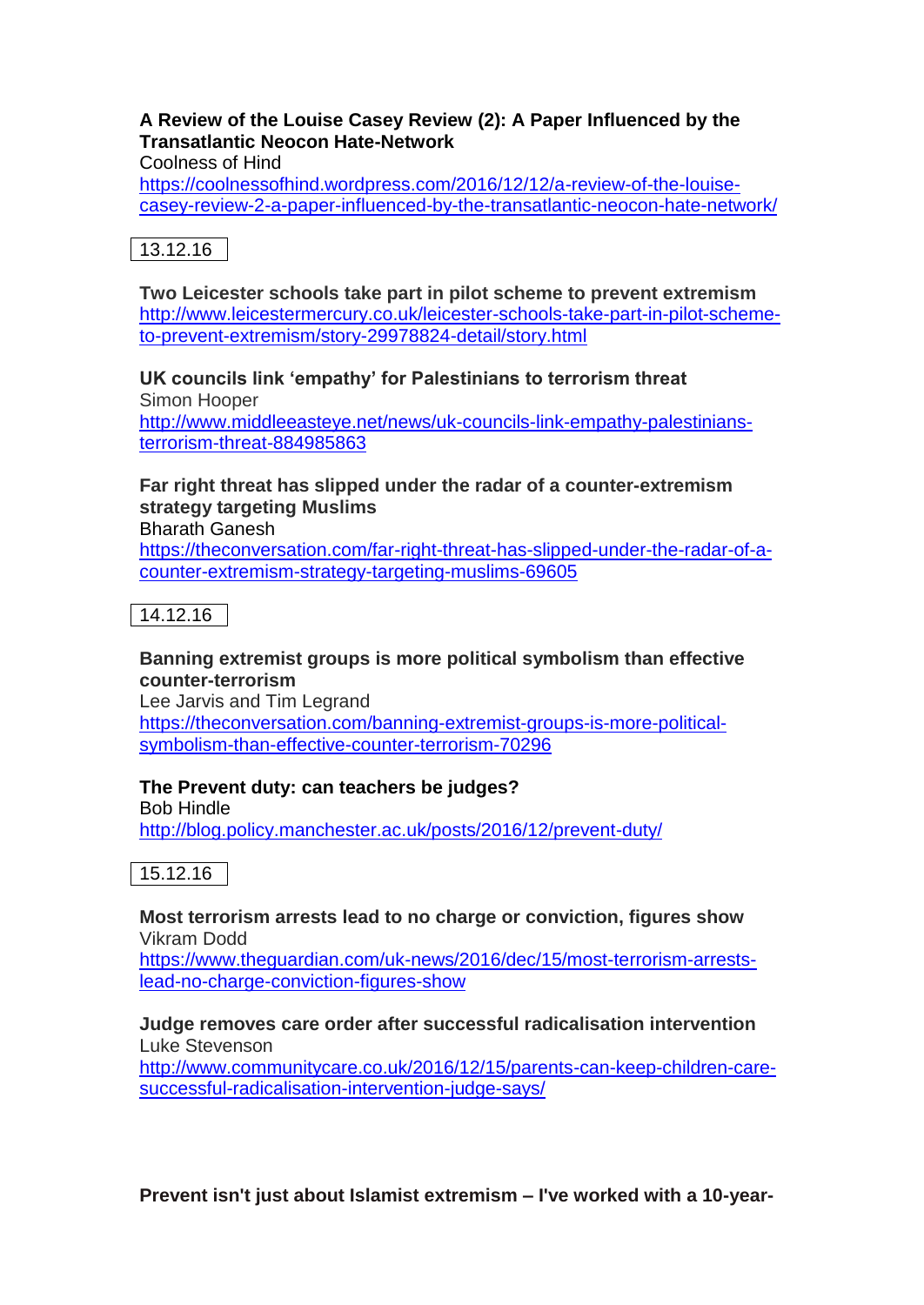**A Review of the Louise Casey Review (2): A Paper Influenced by the Transatlantic Neocon Hate-Network**
Coolness of Hind
https://coolnessofhind.wordpress.com/2016/12/12/a-review-of-the-louise-casey-review-2-a-paper-influenced-by-the-transatlantic-neocon-hate-network/

13.12.16

**Two Leicester schools take part in pilot scheme to prevent extremism**
http://www.leicestermercury.co.uk/leicester-schools-take-part-in-pilot-scheme-to-prevent-extremism/story-29978824-detail/story.html

**UK councils link 'empathy' for Palestinians to terrorism threat**
Simon Hooper
http://www.middleeasteye.net/news/uk-councils-link-empathy-palestinians-terrorism-threat-884985863

**Far right threat has slipped under the radar of a counter-extremism strategy targeting Muslims**
Bharath Ganesh
https://theconversation.com/far-right-threat-has-slipped-under-the-radar-of-a-counter-extremism-strategy-targeting-muslims-69605

14.12.16

**Banning extremist groups is more political symbolism than effective counter-terrorism**
Lee Jarvis and Tim Legrand
https://theconversation.com/banning-extremist-groups-is-more-political-symbolism-than-effective-counter-terrorism-70296

**The Prevent duty: can teachers be judges?**
Bob Hindle
http://blog.policy.manchester.ac.uk/posts/2016/12/prevent-duty/

15.12.16

**Most terrorism arrests lead to no charge or conviction, figures show**
Vikram Dodd
https://www.theguardian.com/uk-news/2016/dec/15/most-terrorism-arrests-lead-no-charge-conviction-figures-show

**Judge removes care order after successful radicalisation intervention**
Luke Stevenson
http://www.communitycare.co.uk/2016/12/15/parents-can-keep-children-care-successful-radicalisation-intervention-judge-says/

**Prevent isn't just about Islamist extremism – I've worked with a 10-year-**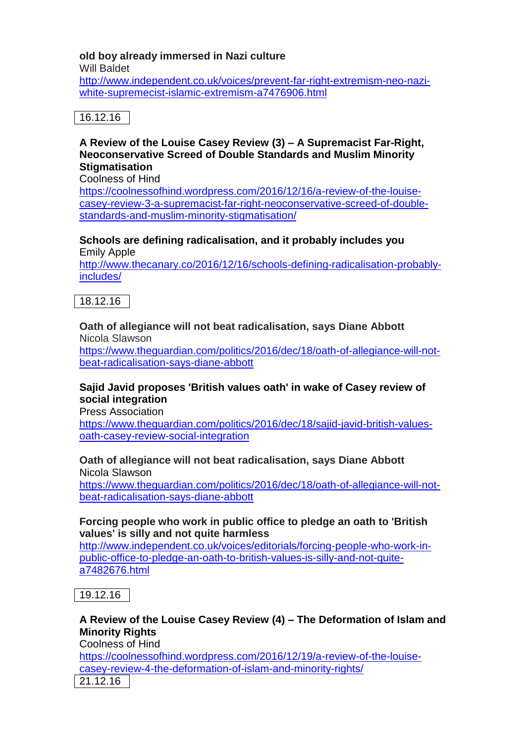**old boy already immersed in Nazi culture**
Will Baldet
http://www.independent.co.uk/voices/prevent-far-right-extremism-neo-nazi-white-supremecist-islamic-extremism-a7476906.html

16.12.16

**A Review of the Louise Casey Review (3) – A Supremacist Far-Right, Neoconservative Screed of Double Standards and Muslim Minority Stigmatisation**
Coolness of Hind
https://coolnessofhind.wordpress.com/2016/12/16/a-review-of-the-louise-casey-review-3-a-supremacist-far-right-neoconservative-screed-of-double-standards-and-muslim-minority-stigmatisation/

**Schools are defining radicalisation, and it probably includes you**
Emily Apple
http://www.thecanary.co/2016/12/16/schools-defining-radicalisation-probably-includes/

18.12.16

**Oath of allegiance will not beat radicalisation, says Diane Abbott**
Nicola Slawson
https://www.theguardian.com/politics/2016/dec/18/oath-of-allegiance-will-not-beat-radicalisation-says-diane-abbott

**Sajid Javid proposes 'British values oath' in wake of Casey review of social integration**
Press Association
https://www.theguardian.com/politics/2016/dec/18/sajid-javid-british-values-oath-casey-review-social-integration

**Oath of allegiance will not beat radicalisation, says Diane Abbott**
Nicola Slawson
https://www.theguardian.com/politics/2016/dec/18/oath-of-allegiance-will-not-beat-radicalisation-says-diane-abbott

**Forcing people who work in public office to pledge an oath to 'British values' is silly and not quite harmless**
http://www.independent.co.uk/voices/editorials/forcing-people-who-work-in-public-office-to-pledge-an-oath-to-british-values-is-silly-and-not-quite-a7482676.html

19.12.16

**A Review of the Louise Casey Review (4) – The Deformation of Islam and Minority Rights**
Coolness of Hind
https://coolnessofhind.wordpress.com/2016/12/19/a-review-of-the-louise-casey-review-4-the-deformation-of-islam-and-minority-rights/

21.12.16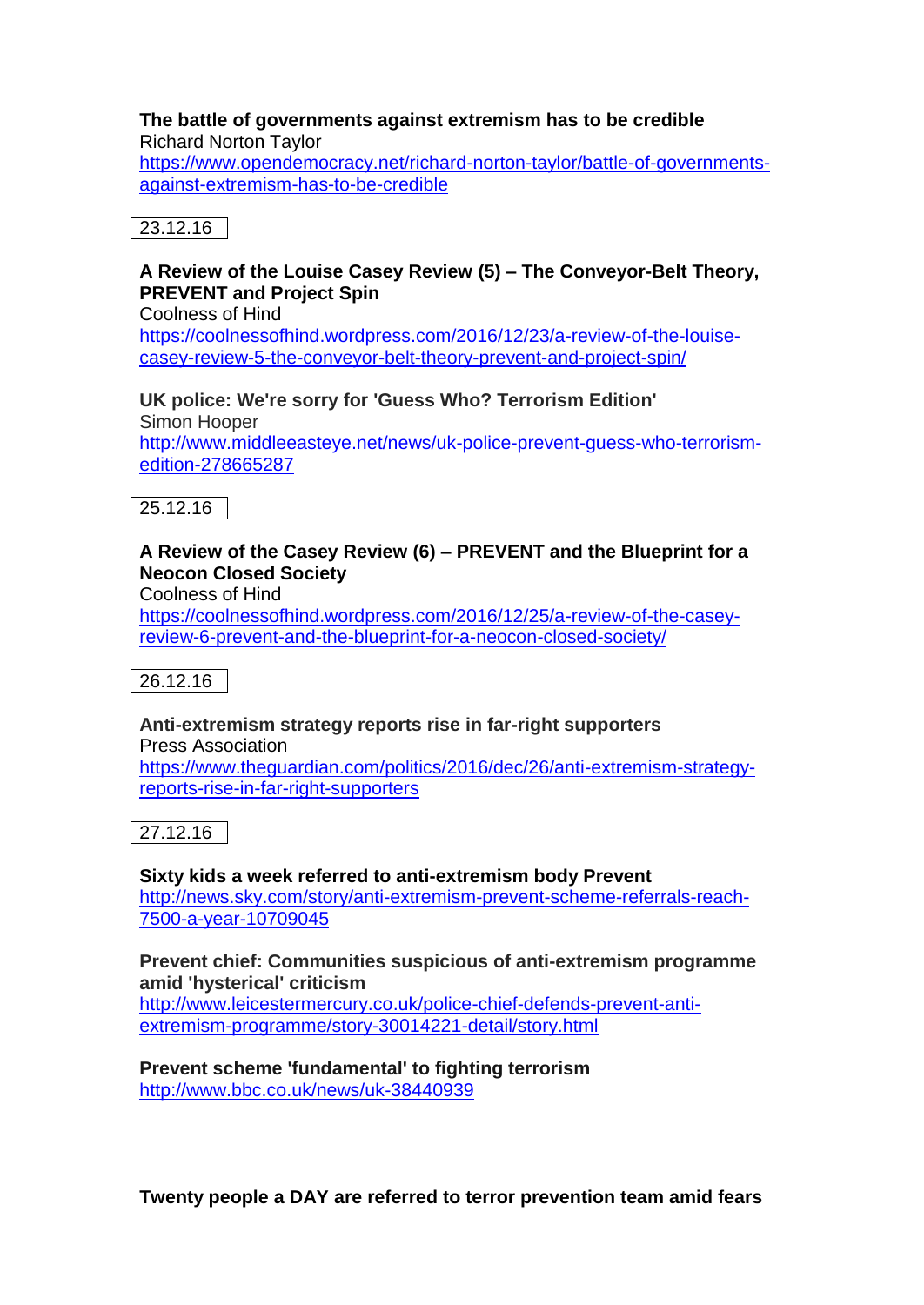**The battle of governments against extremism has to be credible**
Richard Norton Taylor
https://www.opendemocracy.net/richard-norton-taylor/battle-of-governments-against-extremism-has-to-be-credible

23.12.16

**A Review of the Louise Casey Review (5) – The Conveyor-Belt Theory, PREVENT and Project Spin**
Coolness of Hind
https://coolnessofhind.wordpress.com/2016/12/23/a-review-of-the-louise-casey-review-5-the-conveyor-belt-theory-prevent-and-project-spin/

**UK police: We're sorry for 'Guess Who? Terrorism Edition'**
Simon Hooper
http://www.middleeasteye.net/news/uk-police-prevent-guess-who-terrorism-edition-278665287

25.12.16

**A Review of the Casey Review (6) – PREVENT and the Blueprint for a Neocon Closed Society**
Coolness of Hind
https://coolnessofhind.wordpress.com/2016/12/25/a-review-of-the-casey-review-6-prevent-and-the-blueprint-for-a-neocon-closed-society/

26.12.16

**Anti-extremism strategy reports rise in far-right supporters**
Press Association
https://www.theguardian.com/politics/2016/dec/26/anti-extremism-strategy-reports-rise-in-far-right-supporters

27.12.16

**Sixty kids a week referred to anti-extremism body Prevent**
http://news.sky.com/story/anti-extremism-prevent-scheme-referrals-reach-7500-a-year-10709045

**Prevent chief: Communities suspicious of anti-extremism programme amid 'hysterical' criticism**
http://www.leicestermercury.co.uk/police-chief-defends-prevent-anti-extremism-programme/story-30014221-detail/story.html

**Prevent scheme 'fundamental' to fighting terrorism**
http://www.bbc.co.uk/news/uk-38440939

**Twenty people a DAY are referred to terror prevention team amid fears**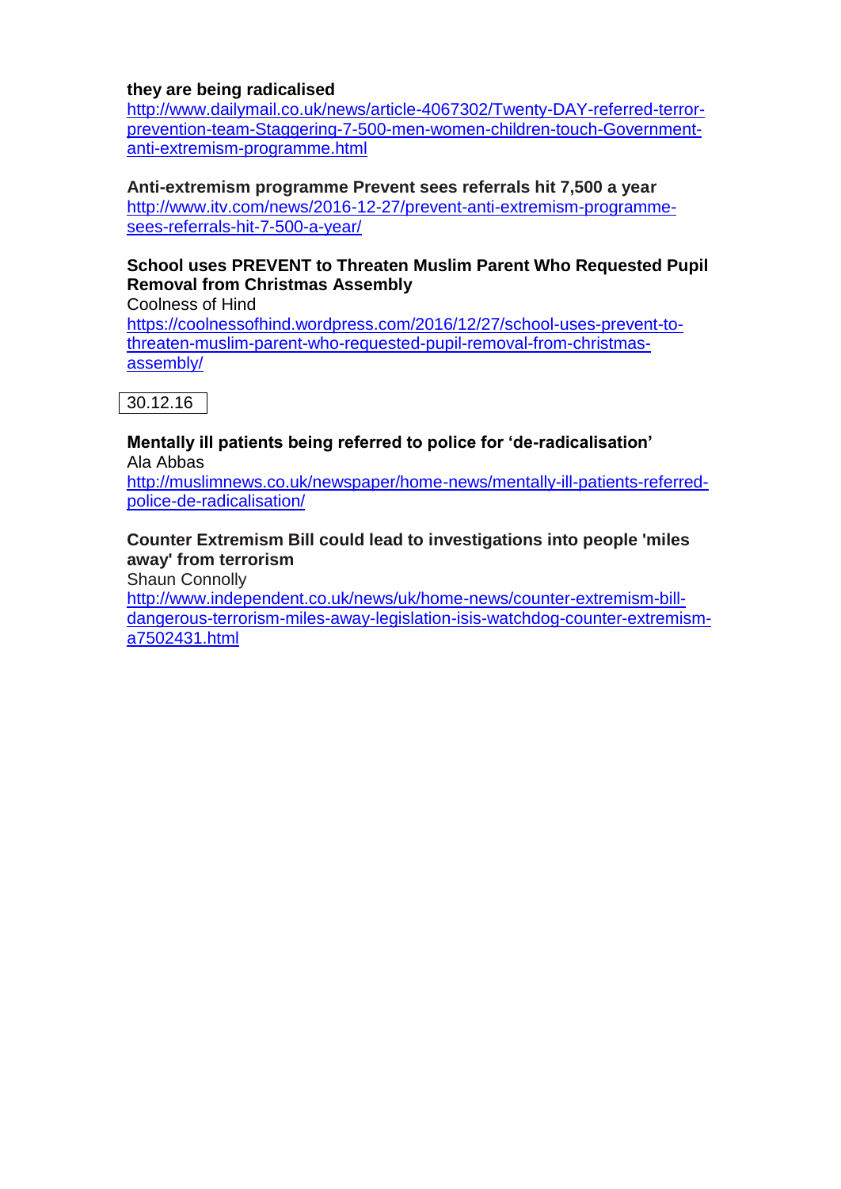**they are being radicalised**
http://www.dailymail.co.uk/news/article-4067302/Twenty-DAY-referred-terror-prevention-team-Staggering-7-500-men-women-children-touch-Government-anti-extremism-programme.html

**Anti-extremism programme Prevent sees referrals hit 7,500 a year**
http://www.itv.com/news/2016-12-27/prevent-anti-extremism-programme-sees-referrals-hit-7-500-a-year/

**School uses PREVENT to Threaten Muslim Parent Who Requested Pupil Removal from Christmas Assembly**
Coolness of Hind
https://coolnessofhind.wordpress.com/2016/12/27/school-uses-prevent-to-threaten-muslim-parent-who-requested-pupil-removal-from-christmas-assembly/

30.12.16

**Mentally ill patients being referred to police for 'de-radicalisation'**
Ala Abbas
http://muslimnews.co.uk/newspaper/home-news/mentally-ill-patients-referred-police-de-radicalisation/

**Counter Extremism Bill could lead to investigations into people 'miles away' from terrorism**
Shaun Connolly
http://www.independent.co.uk/news/uk/home-news/counter-extremism-bill-dangerous-terrorism-miles-away-legislation-isis-watchdog-counter-extremism-a7502431.html